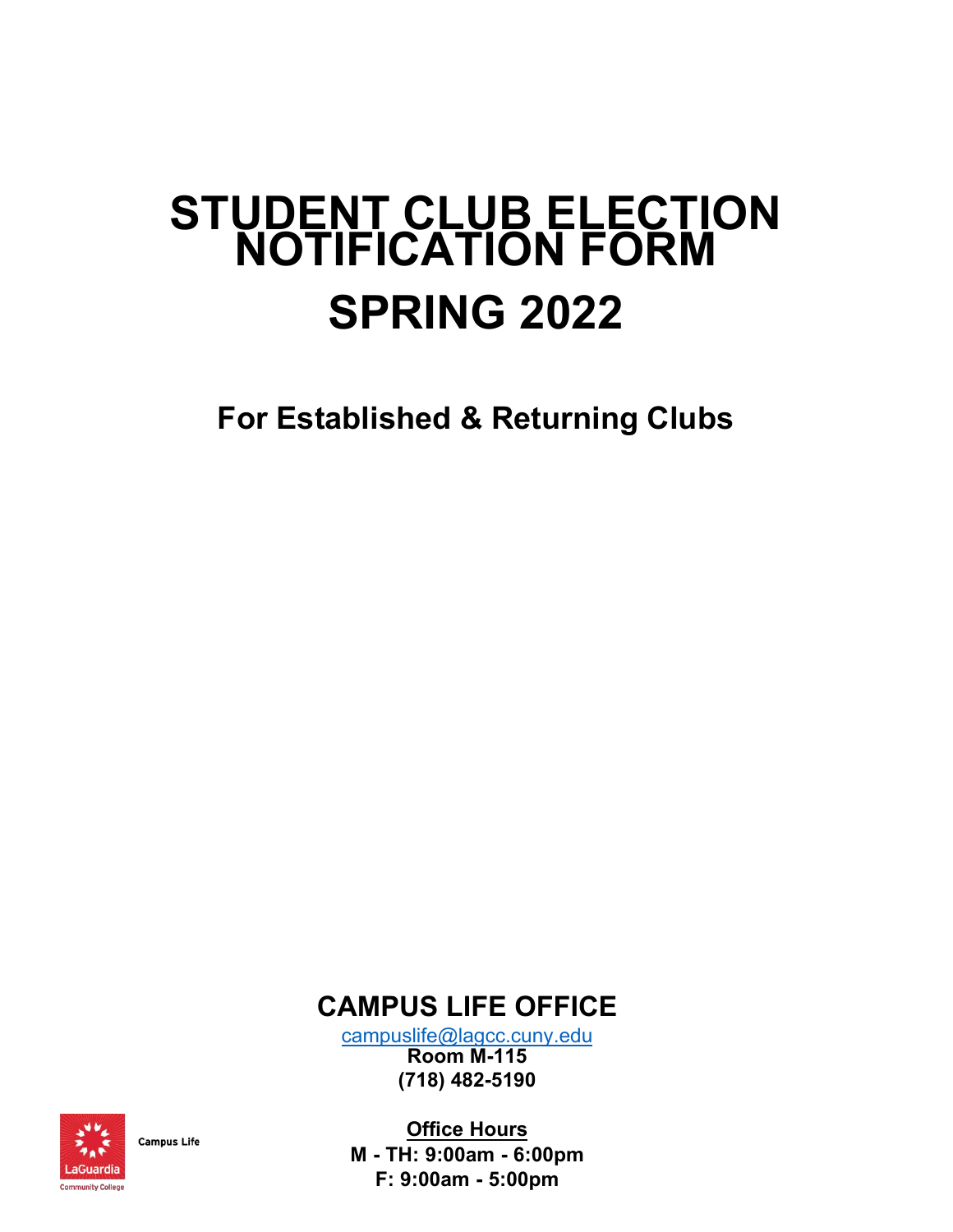# STUDENT CLUB ELECTION NOTIFICATION FORM

# SPRING 2022

## For Established & Returning Clubs

## CAMPUS LIFE OFFICE

campuslife@lagcc.cuny.edu

**Room M-115**

**(718) 482-5190**

Campus Life

LaGuardia Community College

**Office Hours**

**M - TH: 9:00am - 6:00pm**

**F: 9:00am - 5:00pm**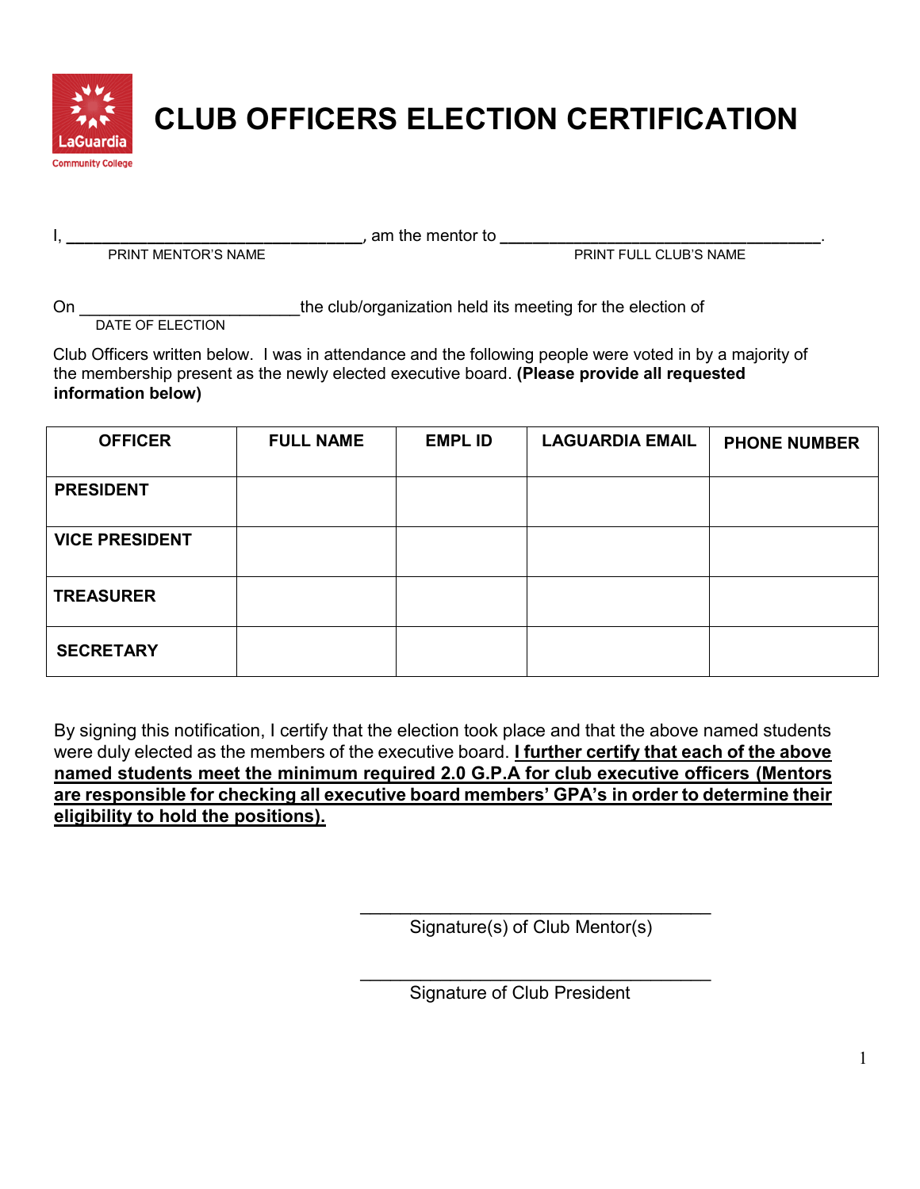# CLUB OFFICERS ELECTION CERTIFICATION

I, ________________________________, am the mentor to ___________________________________.
PRINT MENTOR'S NAME PRINT FULL CLUB'S NAME

On ________________________ the club/organization held its meeting for the election of
DATE OF ELECTION

Club Officers written below. I was in attendance and the following people were voted in by a majority of the membership present as the newly elected executive board. **(Please provide all requested information below)**

| OFFICER | FULL NAME | EMPL ID | LAGUARDIA EMAIL | PHONE NUMBER |
|---|---|---|---|---|
| **PRESIDENT** | | | | |
| **VICE PRESIDENT** | | | | |
| **TREASURER** | | | | |
| **SECRETARY** | | | | |

By signing this notification, I certify that the election took place and that the above named students were duly elected as the members of the executive board. **<u>I further certify that each of the above named students meet the minimum required 2.0 G.P.A for club executive officers (Mentors are responsible for checking all executive board members' GPA's in order to determine their eligibility to hold the positions).</u>**

___________________________________
Signature(s) of Club Mentor(s)

___________________________________
Signature of Club President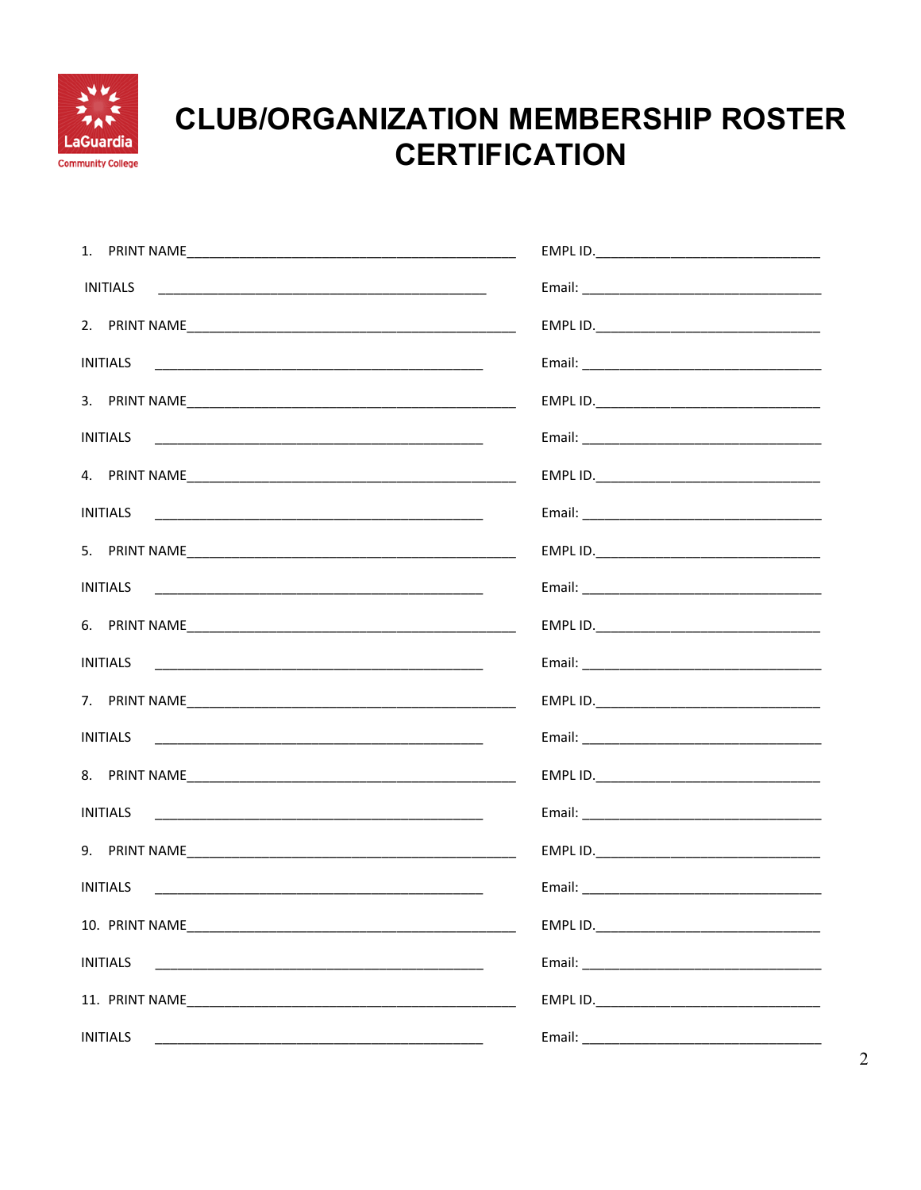# CLUB/ORGANIZATION MEMBERSHIP ROSTER CERTIFICATION

1. PRINT NAME_____________________________________________ EMPL ID.______________________________

   INITIALS _____________________________________________ Email: ________________________________

2. PRINT NAME_____________________________________________ EMPL ID.______________________________

   INITIALS _____________________________________________ Email: ________________________________

3. PRINT NAME_____________________________________________ EMPL ID.______________________________

   INITIALS _____________________________________________ Email: ________________________________

4. PRINT NAME_____________________________________________ EMPL ID.______________________________

   INITIALS _____________________________________________ Email: ________________________________

5. PRINT NAME_____________________________________________ EMPL ID.______________________________

   INITIALS _____________________________________________ Email: ________________________________

6. PRINT NAME_____________________________________________ EMPL ID.______________________________

   INITIALS _____________________________________________ Email: ________________________________

7. PRINT NAME_____________________________________________ EMPL ID.______________________________

   INITIALS _____________________________________________ Email: ________________________________

8. PRINT NAME_____________________________________________ EMPL ID.______________________________

   INITIALS _____________________________________________ Email: ________________________________

9. PRINT NAME_____________________________________________ EMPL ID.______________________________

   INITIALS _____________________________________________ Email: ________________________________

10. PRINT NAME_____________________________________________ EMPL ID.______________________________

    INITIALS _____________________________________________ Email: ________________________________

11. PRINT NAME_____________________________________________ EMPL ID.______________________________

    INITIALS _____________________________________________ Email: ________________________________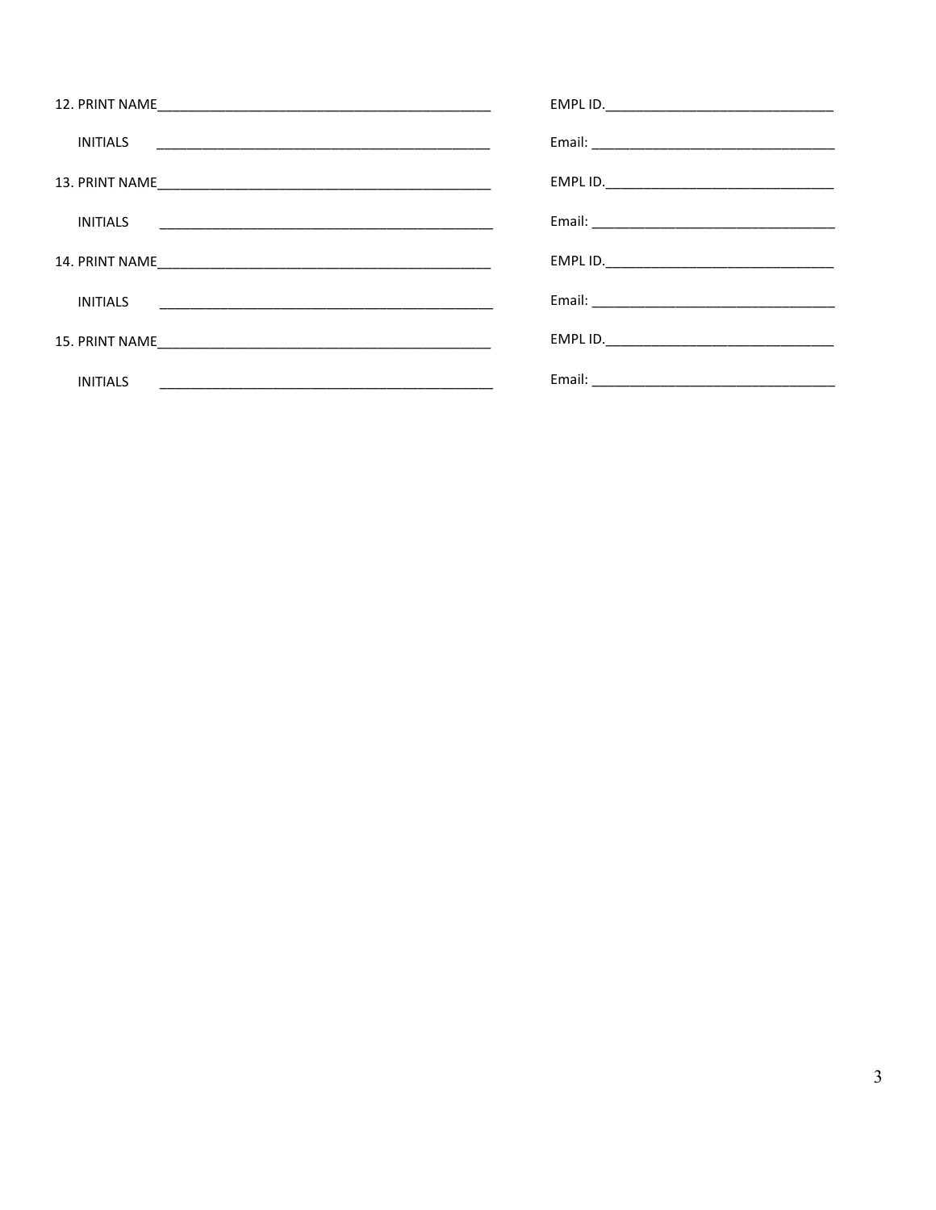12. PRINT NAME_____________________________________________ EMPL ID._______________________________

INITIALS _____________________________________________ Email: ________________________________

13. PRINT NAME_____________________________________________ EMPL ID._______________________________

INITIALS _____________________________________________ Email: ________________________________

14. PRINT NAME_____________________________________________ EMPL ID._______________________________

INITIALS _____________________________________________ Email: ________________________________

15. PRINT NAME_____________________________________________ EMPL ID._______________________________

INITIALS _____________________________________________ Email: ________________________________